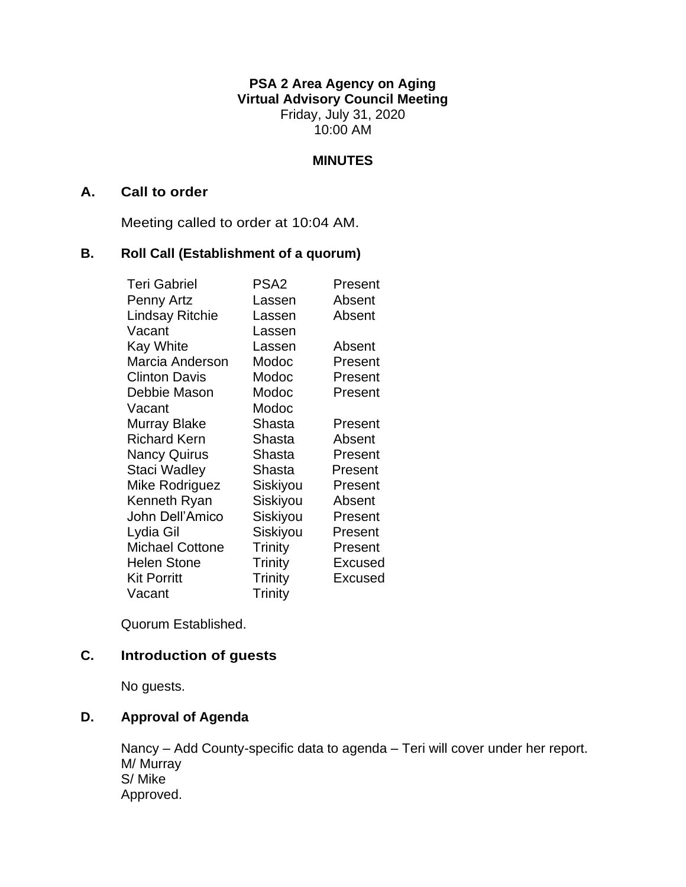**PSA 2 Area Agency on Aging**
**Virtual Advisory Council Meeting**
Friday, July 31, 2020
10:00 AM

**MINUTES**

## A. Call to order

Meeting called to order at 10:04 AM.

## B. Roll Call (Establishment of a quorum)

| | | |
|---|---|---|
| Teri Gabriel | PSA2 | Present |
| Penny Artz | Lassen | Absent |
| Lindsay Ritchie | Lassen | Absent |
| Vacant | Lassen | |
| Kay White | Lassen | Absent |
| Marcia Anderson | Modoc | Present |
| Clinton Davis | Modoc | Present |
| Debbie Mason | Modoc | Present |
| Vacant | Modoc | |
| Murray Blake | Shasta | Present |
| Richard Kern | Shasta | Absent |
| Nancy Quirus | Shasta | Present |
| Staci Wadley | Shasta | Present |
| Mike Rodriguez | Siskiyou | Present |
| Kenneth Ryan | Siskiyou | Absent |
| John Dell'Amico | Siskiyou | Present |
| Lydia Gil | Siskiyou | Present |
| Michael Cottone | Trinity | Present |
| Helen Stone | Trinity | Excused |
| Kit Porritt | Trinity | Excused |
| Vacant | Trinity | |

Quorum Established.

## C. Introduction of guests

No guests.

## D. Approval of Agenda

Nancy – Add County-specific data to agenda – Teri will cover under her report.
M/ Murray
S/ Mike
Approved.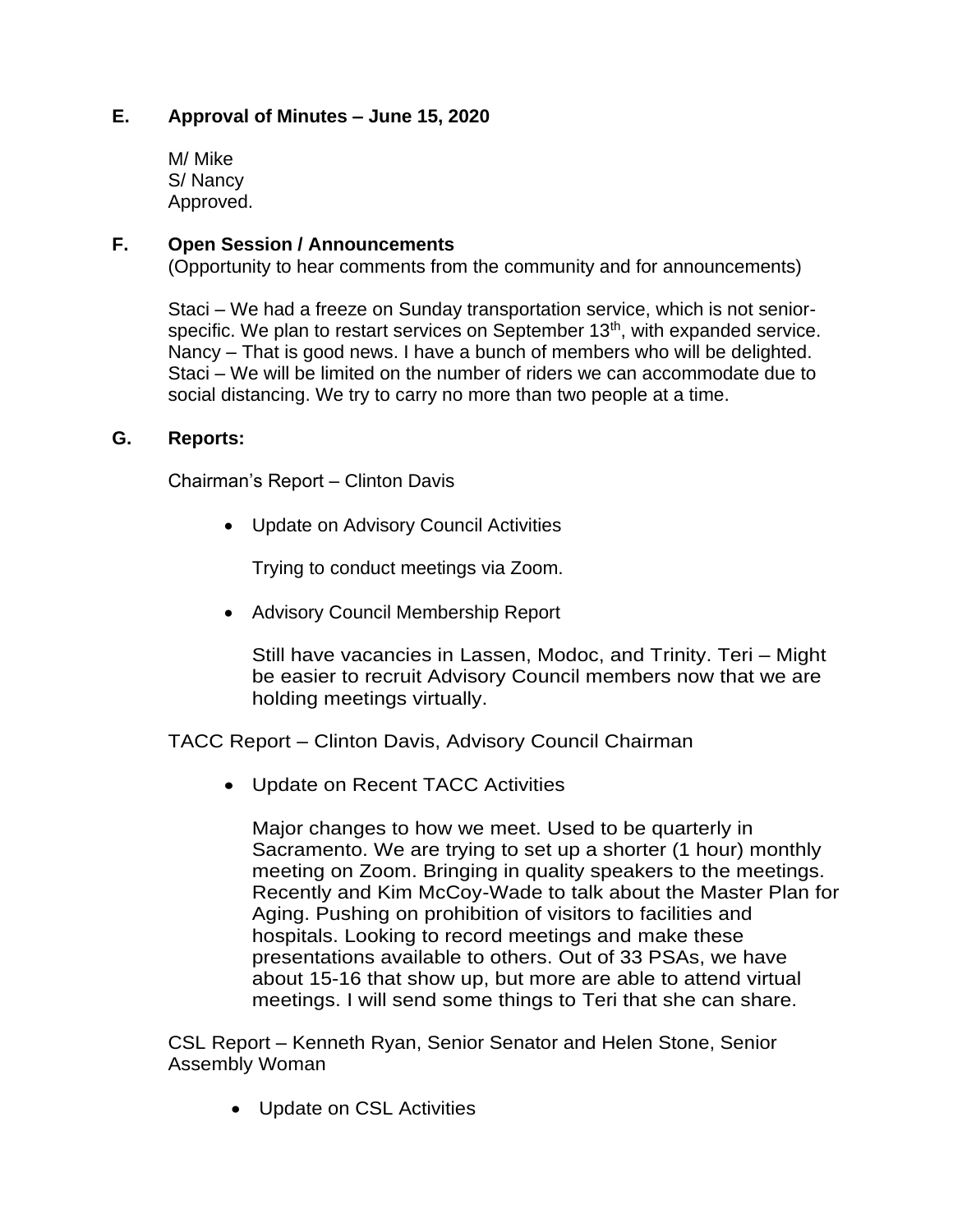## E. Approval of Minutes – June 15, 2020

M/ Mike
S/ Nancy
Approved.

## F. Open Session / Announcements

(Opportunity to hear comments from the community and for announcements)

Staci – We had a freeze on Sunday transportation service, which is not senior-specific. We plan to restart services on September 13th, with expanded service.
Nancy – That is good news. I have a bunch of members who will be delighted.
Staci – We will be limited on the number of riders we can accommodate due to social distancing. We try to carry no more than two people at a time.

## G. Reports:

Chairman's Report – Clinton Davis

- Update on Advisory Council Activities

  Trying to conduct meetings via Zoom.

- Advisory Council Membership Report

  Still have vacancies in Lassen, Modoc, and Trinity. Teri – Might be easier to recruit Advisory Council members now that we are holding meetings virtually.

TACC Report – Clinton Davis, Advisory Council Chairman

- Update on Recent TACC Activities

  Major changes to how we meet. Used to be quarterly in Sacramento. We are trying to set up a shorter (1 hour) monthly meeting on Zoom. Bringing in quality speakers to the meetings. Recently and Kim McCoy-Wade to talk about the Master Plan for Aging. Pushing on prohibition of visitors to facilities and hospitals. Looking to record meetings and make these presentations available to others. Out of 33 PSAs, we have about 15-16 that show up, but more are able to attend virtual meetings. I will send some things to Teri that she can share.

CSL Report – Kenneth Ryan, Senior Senator and Helen Stone, Senior Assembly Woman

- Update on CSL Activities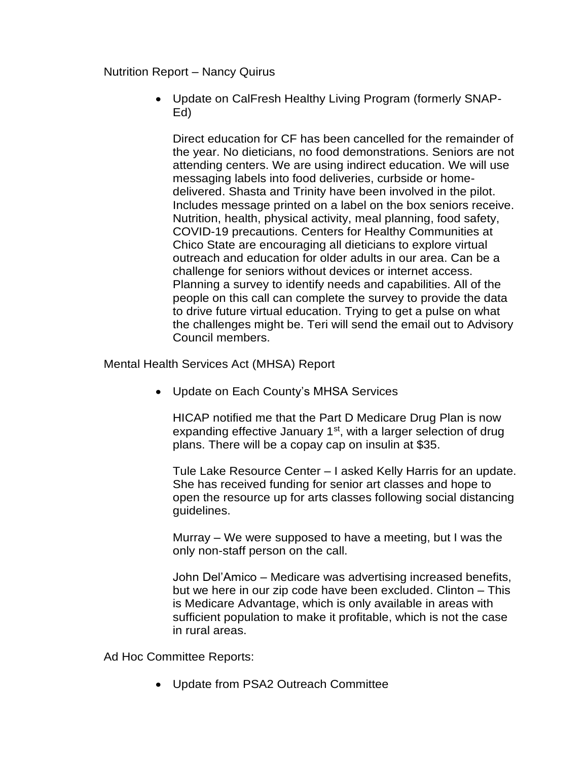Nutrition Report – Nancy Quirus

- Update on CalFresh Healthy Living Program (formerly SNAP-Ed)

  Direct education for CF has been cancelled for the remainder of the year. No dieticians, no food demonstrations. Seniors are not attending centers. We are using indirect education. We will use messaging labels into food deliveries, curbside or home-delivered. Shasta and Trinity have been involved in the pilot. Includes message printed on a label on the box seniors receive. Nutrition, health, physical activity, meal planning, food safety, COVID-19 precautions. Centers for Healthy Communities at Chico State are encouraging all dieticians to explore virtual outreach and education for older adults in our area. Can be a challenge for seniors without devices or internet access. Planning a survey to identify needs and capabilities. All of the people on this call can complete the survey to provide the data to drive future virtual education. Trying to get a pulse on what the challenges might be. Teri will send the email out to Advisory Council members.

Mental Health Services Act (MHSA) Report

- Update on Each County's MHSA Services

  HICAP notified me that the Part D Medicare Drug Plan is now expanding effective January 1st, with a larger selection of drug plans. There will be a copay cap on insulin at $35.

  Tule Lake Resource Center – I asked Kelly Harris for an update. She has received funding for senior art classes and hope to open the resource up for arts classes following social distancing guidelines.

  Murray – We were supposed to have a meeting, but I was the only non-staff person on the call.

  John Del'Amico – Medicare was advertising increased benefits, but we here in our zip code have been excluded. Clinton – This is Medicare Advantage, which is only available in areas with sufficient population to make it profitable, which is not the case in rural areas.

Ad Hoc Committee Reports:

- Update from PSA2 Outreach Committee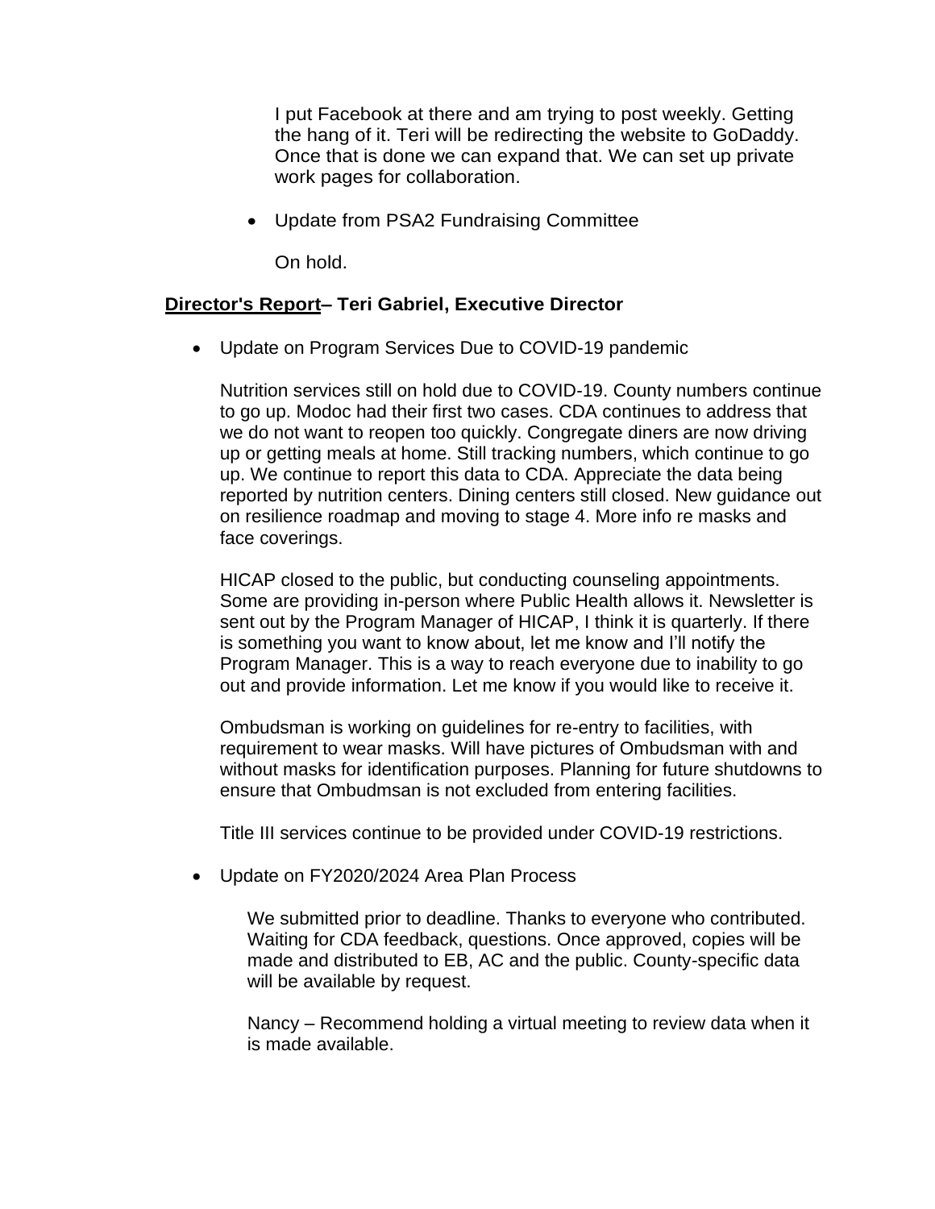I put Facebook at there and am trying to post weekly. Getting the hang of it. Teri will be redirecting the website to GoDaddy. Once that is done we can expand that. We can set up private work pages for collaboration.

- Update from PSA2 Fundraising Committee

  On hold.

**<u>Director's Report</u>– Teri Gabriel, Executive Director**

- Update on Program Services Due to COVID-19 pandemic

  Nutrition services still on hold due to COVID-19. County numbers continue to go up. Modoc had their first two cases. CDA continues to address that we do not want to reopen too quickly. Congregate diners are now driving up or getting meals at home. Still tracking numbers, which continue to go up. We continue to report this data to CDA. Appreciate the data being reported by nutrition centers. Dining centers still closed. New guidance out on resilience roadmap and moving to stage 4. More info re masks and face coverings.

  HICAP closed to the public, but conducting counseling appointments. Some are providing in-person where Public Health allows it. Newsletter is sent out by the Program Manager of HICAP, I think it is quarterly. If there is something you want to know about, let me know and I'll notify the Program Manager. This is a way to reach everyone due to inability to go out and provide information. Let me know if you would like to receive it.

  Ombudsman is working on guidelines for re-entry to facilities, with requirement to wear masks. Will have pictures of Ombudsman with and without masks for identification purposes. Planning for future shutdowns to ensure that Ombudmsan is not excluded from entering facilities.

  Title III services continue to be provided under COVID-19 restrictions.

- Update on FY2020/2024 Area Plan Process

  We submitted prior to deadline. Thanks to everyone who contributed. Waiting for CDA feedback, questions. Once approved, copies will be made and distributed to EB, AC and the public. County-specific data will be available by request.

  Nancy – Recommend holding a virtual meeting to review data when it is made available.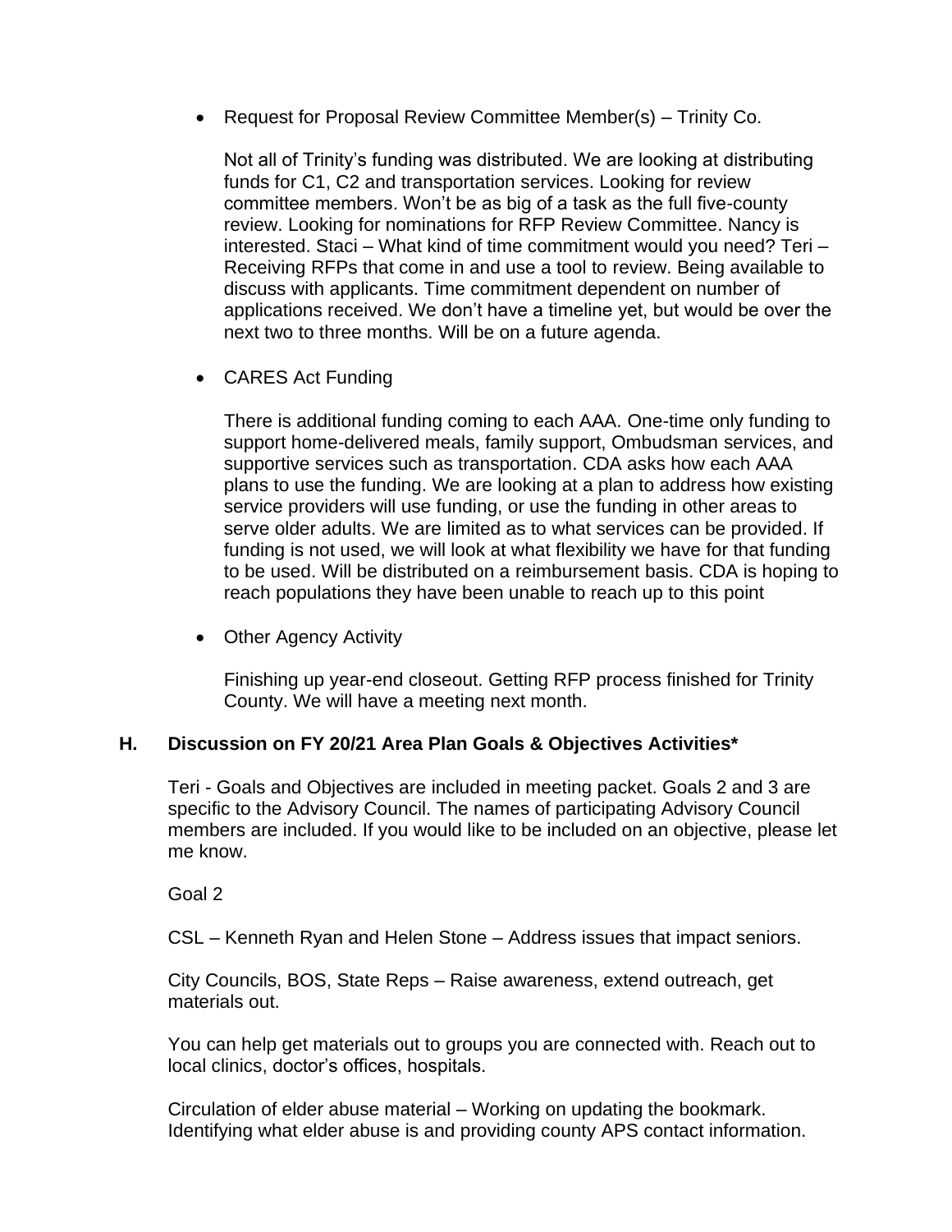- Request for Proposal Review Committee Member(s) – Trinity Co.

  Not all of Trinity's funding was distributed. We are looking at distributing funds for C1, C2 and transportation services. Looking for review committee members. Won't be as big of a task as the full five-county review. Looking for nominations for RFP Review Committee. Nancy is interested. Staci – What kind of time commitment would you need? Teri – Receiving RFPs that come in and use a tool to review. Being available to discuss with applicants. Time commitment dependent on number of applications received. We don't have a timeline yet, but would be over the next two to three months. Will be on a future agenda.

- CARES Act Funding

  There is additional funding coming to each AAA. One-time only funding to support home-delivered meals, family support, Ombudsman services, and supportive services such as transportation. CDA asks how each AAA plans to use the funding. We are looking at a plan to address how existing service providers will use funding, or use the funding in other areas to serve older adults. We are limited as to what services can be provided. If funding is not used, we will look at what flexibility we have for that funding to be used. Will be distributed on a reimbursement basis. CDA is hoping to reach populations they have been unable to reach up to this point

- Other Agency Activity

  Finishing up year-end closeout. Getting RFP process finished for Trinity County. We will have a meeting next month.

### H. Discussion on FY 20/21 Area Plan Goals & Objectives Activities*

Teri - Goals and Objectives are included in meeting packet. Goals 2 and 3 are specific to the Advisory Council. The names of participating Advisory Council members are included. If you would like to be included on an objective, please let me know.

Goal 2

CSL – Kenneth Ryan and Helen Stone – Address issues that impact seniors.

City Councils, BOS, State Reps – Raise awareness, extend outreach, get materials out.

You can help get materials out to groups you are connected with. Reach out to local clinics, doctor's offices, hospitals.

Circulation of elder abuse material – Working on updating the bookmark. Identifying what elder abuse is and providing county APS contact information.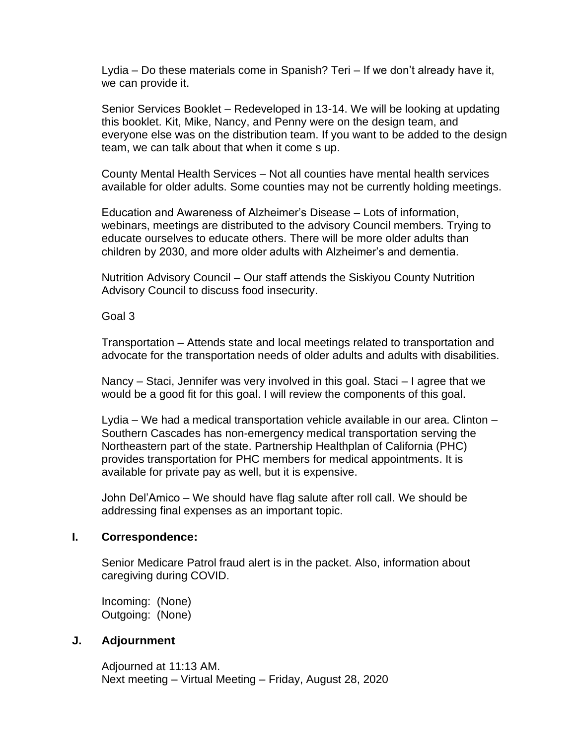Lydia – Do these materials come in Spanish? Teri – If we don't already have it, we can provide it.

Senior Services Booklet – Redeveloped in 13-14. We will be looking at updating this booklet. Kit, Mike, Nancy, and Penny were on the design team, and everyone else was on the distribution team. If you want to be added to the design team, we can talk about that when it come s up.

County Mental Health Services – Not all counties have mental health services available for older adults. Some counties may not be currently holding meetings.

Education and Awareness of Alzheimer's Disease – Lots of information, webinars, meetings are distributed to the advisory Council members. Trying to educate ourselves to educate others. There will be more older adults than children by 2030, and more older adults with Alzheimer's and dementia.

Nutrition Advisory Council – Our staff attends the Siskiyou County Nutrition Advisory Council to discuss food insecurity.

Goal 3

Transportation – Attends state and local meetings related to transportation and advocate for the transportation needs of older adults and adults with disabilities.

Nancy – Staci, Jennifer was very involved in this goal. Staci – I agree that we would be a good fit for this goal. I will review the components of this goal.

Lydia – We had a medical transportation vehicle available in our area. Clinton – Southern Cascades has non-emergency medical transportation serving the Northeastern part of the state. Partnership Healthplan of California (PHC) provides transportation for PHC members for medical appointments. It is available for private pay as well, but it is expensive.

John Del'Amico – We should have flag salute after roll call. We should be addressing final expenses as an important topic.

## I. Correspondence:

Senior Medicare Patrol fraud alert is in the packet. Also, information about caregiving during COVID.

Incoming: (None)
Outgoing: (None)

## J. Adjournment

Adjourned at 11:13 AM.
Next meeting – Virtual Meeting – Friday, August 28, 2020